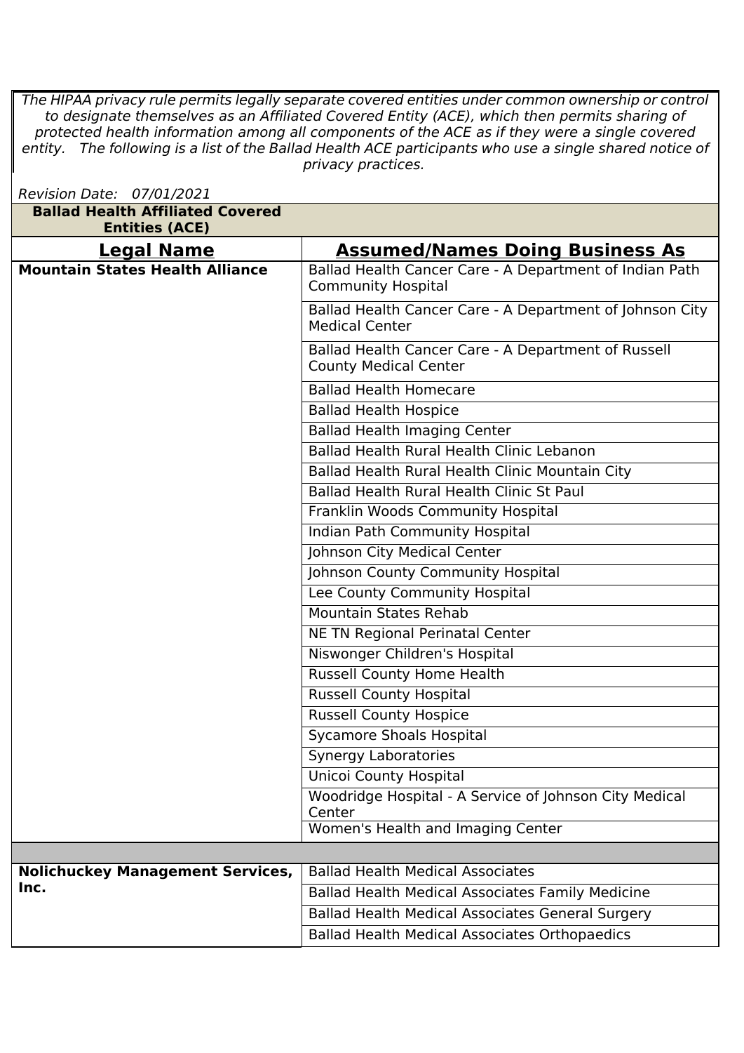*The HIPAA privacy rule permits legally separate covered entities under common ownership or control to designate themselves as an Affiliated Covered Entity (ACE), which then permits sharing of protected health information among all components of the ACE as if they were a single covered entity. The following is a list of the Ballad Health ACE participants who use a single shared notice of privacy practices.*

*Revision Date: 07/01/2021*

**Ballad Health Affiliated Covered Entities (ACE)**

| Legal Name | Assumed/Names Doing Business As |
|---|---|
| **Mountain States Health Alliance** | Ballad Health Cancer Care - A Department of Indian Path Community Hospital |
| | Ballad Health Cancer Care - A Department of Johnson City Medical Center |
| | Ballad Health Cancer Care - A Department of Russell County Medical Center |
| | Ballad Health Homecare |
| | Ballad Health Hospice |
| | Ballad Health Imaging Center |
| | Ballad Health Rural Health Clinic Lebanon |
| | Ballad Health Rural Health Clinic Mountain City |
| | Ballad Health Rural Health Clinic St Paul |
| | Franklin Woods Community Hospital |
| | Indian Path Community Hospital |
| | Johnson City Medical Center |
| | Johnson County Community Hospital |
| | Lee County Community Hospital |
| | Mountain States Rehab |
| | NE TN Regional Perinatal Center |
| | Niswonger Children's Hospital |
| | Russell County Home Health |
| | Russell County Hospital |
| | Russell County Hospice |
| | Sycamore Shoals Hospital |
| | Synergy Laboratories |
| | Unicoi County Hospital |
| | Woodridge Hospital - A Service of Johnson City Medical Center |
| | Women's Health and Imaging Center |
| | |
| **Nolichuckey Management Services, Inc.** | Ballad Health Medical Associates |
| | Ballad Health Medical Associates Family Medicine |
| | Ballad Health Medical Associates General Surgery |
| | Ballad Health Medical Associates Orthopaedics |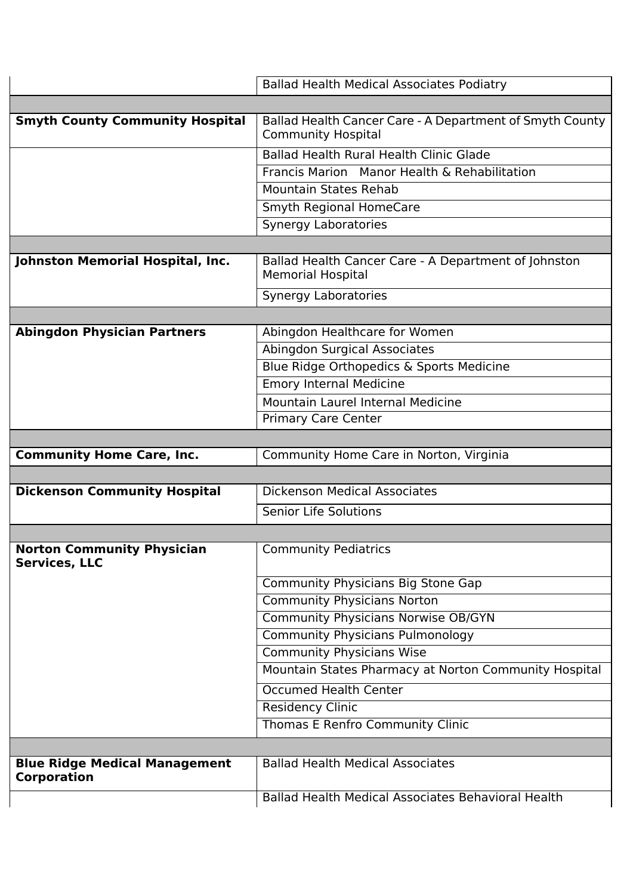| | |
|---|---|
| | Ballad Health Medical Associates Podiatry |
| | |
| **Smyth County Community Hospital** | Ballad Health Cancer Care - A Department of Smyth County Community Hospital |
| | Ballad Health Rural Health Clinic Glade |
| | Francis Marion Manor Health & Rehabilitation |
| | Mountain States Rehab |
| | Smyth Regional HomeCare |
| | Synergy Laboratories |
| | |
| **Johnston Memorial Hospital, Inc.** | Ballad Health Cancer Care - A Department of Johnston Memorial Hospital |
| | Synergy Laboratories |
| | |
| **Abingdon Physician Partners** | Abingdon Healthcare for Women |
| | Abingdon Surgical Associates |
| | Blue Ridge Orthopedics & Sports Medicine |
| | Emory Internal Medicine |
| | Mountain Laurel Internal Medicine |
| | Primary Care Center |
| | |
| **Community Home Care, Inc.** | Community Home Care in Norton, Virginia |
| | |
| **Dickenson Community Hospital** | Dickenson Medical Associates |
| | Senior Life Solutions |
| | |
| **Norton Community Physician Services, LLC** | Community Pediatrics |
| | Community Physicians Big Stone Gap |
| | Community Physicians Norton |
| | Community Physicians Norwise OB/GYN |
| | Community Physicians Pulmonology |
| | Community Physicians Wise |
| | Mountain States Pharmacy at Norton Community Hospital |
| | Occumed Health Center |
| | Residency Clinic |
| | Thomas E Renfro Community Clinic |
| | |
| **Blue Ridge Medical Management Corporation** | Ballad Health Medical Associates |
| | Ballad Health Medical Associates Behavioral Health |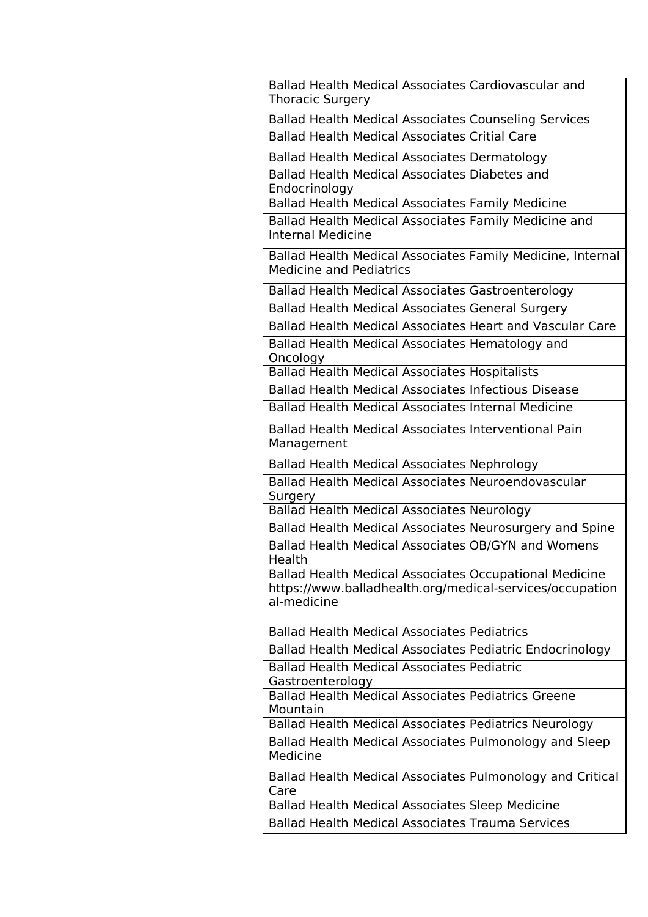| | |
|---|---|
| | Ballad Health Medical Associates Cardiovascular and Thoracic Surgery |
| | Ballad Health Medical Associates Counseling Services |
| | Ballad Health Medical Associates Critial Care |
| | Ballad Health Medical Associates Dermatology |
| | Ballad Health Medical Associates Diabetes and Endocrinology |
| | Ballad Health Medical Associates Family Medicine |
| | Ballad Health Medical Associates Family Medicine and Internal Medicine |
| | Ballad Health Medical Associates Family Medicine, Internal Medicine and Pediatrics |
| | Ballad Health Medical Associates Gastroenterology |
| | Ballad Health Medical Associates General Surgery |
| | Ballad Health Medical Associates Heart and Vascular Care |
| | Ballad Health Medical Associates Hematology and Oncology |
| | Ballad Health Medical Associates Hospitalists |
| | Ballad Health Medical Associates Infectious Disease |
| | Ballad Health Medical Associates Internal Medicine |
| | Ballad Health Medical Associates Interventional Pain Management |
| | Ballad Health Medical Associates Nephrology |
| | Ballad Health Medical Associates Neuroendovascular Surgery |
| | Ballad Health Medical Associates Neurology |
| | Ballad Health Medical Associates Neurosurgery and Spine |
| | Ballad Health Medical Associates OB/GYN and Womens Health |
| | Ballad Health Medical Associates Occupational Medicine https://www.balladhealth.org/medical-services/occupational-medicine |
| | Ballad Health Medical Associates Pediatrics |
| | Ballad Health Medical Associates Pediatric Endocrinology |
| | Ballad Health Medical Associates Pediatric Gastroenterology |
| | Ballad Health Medical Associates Pediatrics Greene Mountain |
| | Ballad Health Medical Associates Pediatrics Neurology |
| | Ballad Health Medical Associates Pulmonology and Sleep Medicine |
| | Ballad Health Medical Associates Pulmonology and Critical Care |
| | Ballad Health Medical Associates Sleep Medicine |
| | Ballad Health Medical Associates Trauma Services |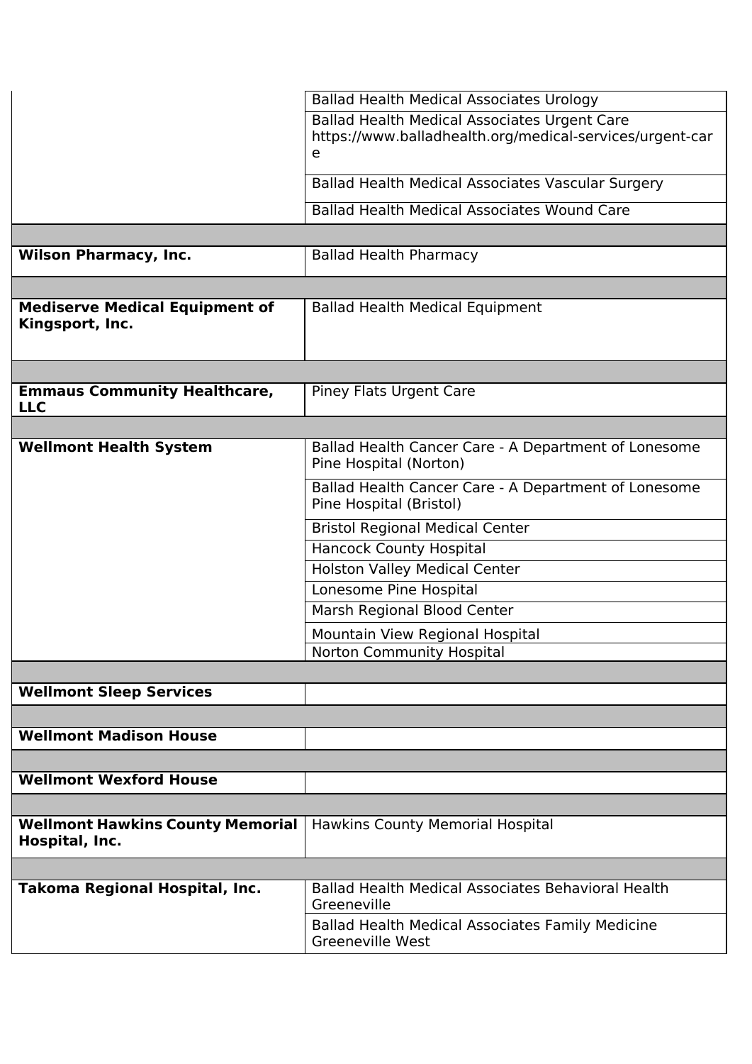| | |
|---|---|
| | Ballad Health Medical Associates Urology |
| | Ballad Health Medical Associates Urgent Care https://www.balladhealth.org/medical-services/urgent-care |
| | Ballad Health Medical Associates Vascular Surgery |
| | Ballad Health Medical Associates Wound Care |
| | |
| **Wilson Pharmacy, Inc.** | Ballad Health Pharmacy |
| | |
| **Mediserve Medical Equipment of Kingsport, Inc.** | Ballad Health Medical Equipment |
| | |
| **Emmaus Community Healthcare, LLC** | Piney Flats Urgent Care |
| | |
| **Wellmont Health System** | Ballad Health Cancer Care - A Department of Lonesome Pine Hospital (Norton) |
| | Ballad Health Cancer Care - A Department of Lonesome Pine Hospital (Bristol) |
| | Bristol Regional Medical Center |
| | Hancock County Hospital |
| | Holston Valley Medical Center |
| | Lonesome Pine Hospital |
| | Marsh Regional Blood Center |
| | Mountain View Regional Hospital |
| | Norton Community Hospital |
| | |
| **Wellmont Sleep Services** | |
| | |
| **Wellmont Madison House** | |
| | |
| **Wellmont Wexford House** | |
| | |
| **Wellmont Hawkins County Memorial Hospital, Inc.** | Hawkins County Memorial Hospital |
| | |
| **Takoma Regional Hospital, Inc.** | Ballad Health Medical Associates Behavioral Health Greeneville |
| | Ballad Health Medical Associates Family Medicine Greeneville West |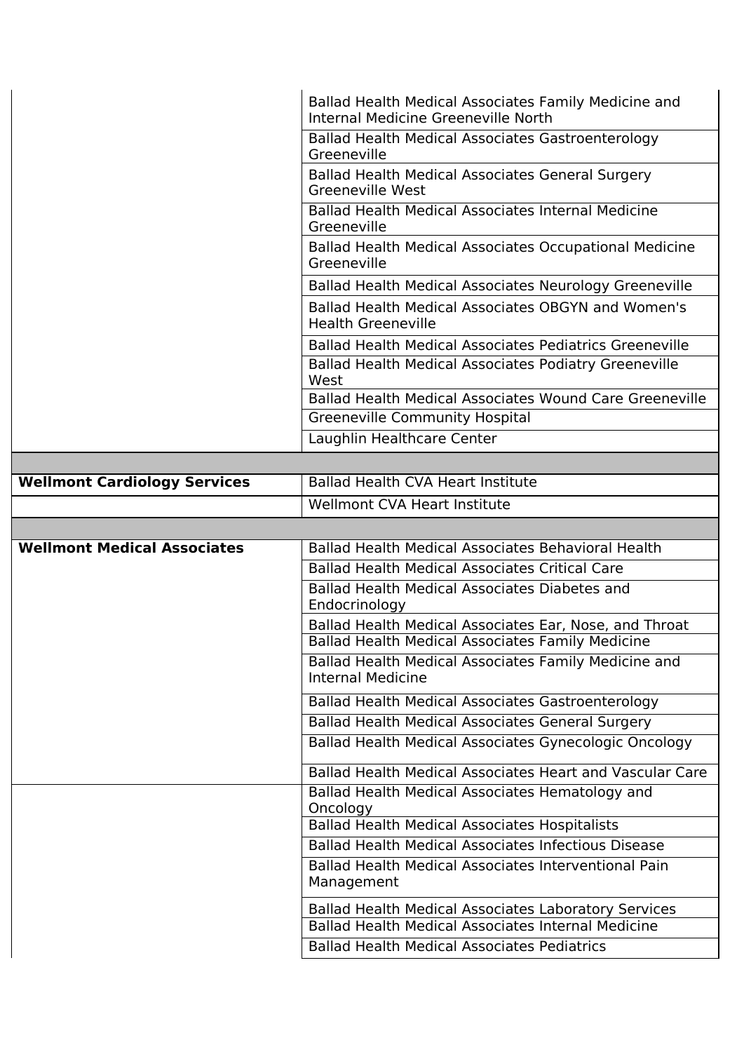| | |
|---|---|
| | Ballad Health Medical Associates Family Medicine and Internal Medicine Greeneville North |
| | Ballad Health Medical Associates Gastroenterology Greeneville |
| | Ballad Health Medical Associates General Surgery Greeneville West |
| | Ballad Health Medical Associates Internal Medicine Greeneville |
| | Ballad Health Medical Associates Occupational Medicine Greeneville |
| | Ballad Health Medical Associates Neurology Greeneville |
| | Ballad Health Medical Associates OBGYN and Women's Health Greeneville |
| | Ballad Health Medical Associates Pediatrics Greeneville |
| | Ballad Health Medical Associates Podiatry Greeneville West |
| | Ballad Health Medical Associates Wound Care Greeneville |
| | Greeneville Community Hospital |
| | Laughlin Healthcare Center |
| | |
| **Wellmont Cardiology Services** | Ballad Health CVA Heart Institute |
| | Wellmont CVA Heart Institute |
| | |
| **Wellmont Medical Associates** | Ballad Health Medical Associates Behavioral Health |
| | Ballad Health Medical Associates Critical Care |
| | Ballad Health Medical Associates Diabetes and Endocrinology |
| | Ballad Health Medical Associates Ear, Nose, and Throat |
| | Ballad Health Medical Associates Family Medicine |
| | Ballad Health Medical Associates Family Medicine and Internal Medicine |
| | Ballad Health Medical Associates Gastroenterology |
| | Ballad Health Medical Associates General Surgery |
| | Ballad Health Medical Associates Gynecologic Oncology |
| | Ballad Health Medical Associates Heart and Vascular Care |
| | Ballad Health Medical Associates Hematology and Oncology |
| | Ballad Health Medical Associates Hospitalists |
| | Ballad Health Medical Associates Infectious Disease |
| | Ballad Health Medical Associates Interventional Pain Management |
| | Ballad Health Medical Associates Laboratory Services |
| | Ballad Health Medical Associates Internal Medicine |
| | Ballad Health Medical Associates Pediatrics |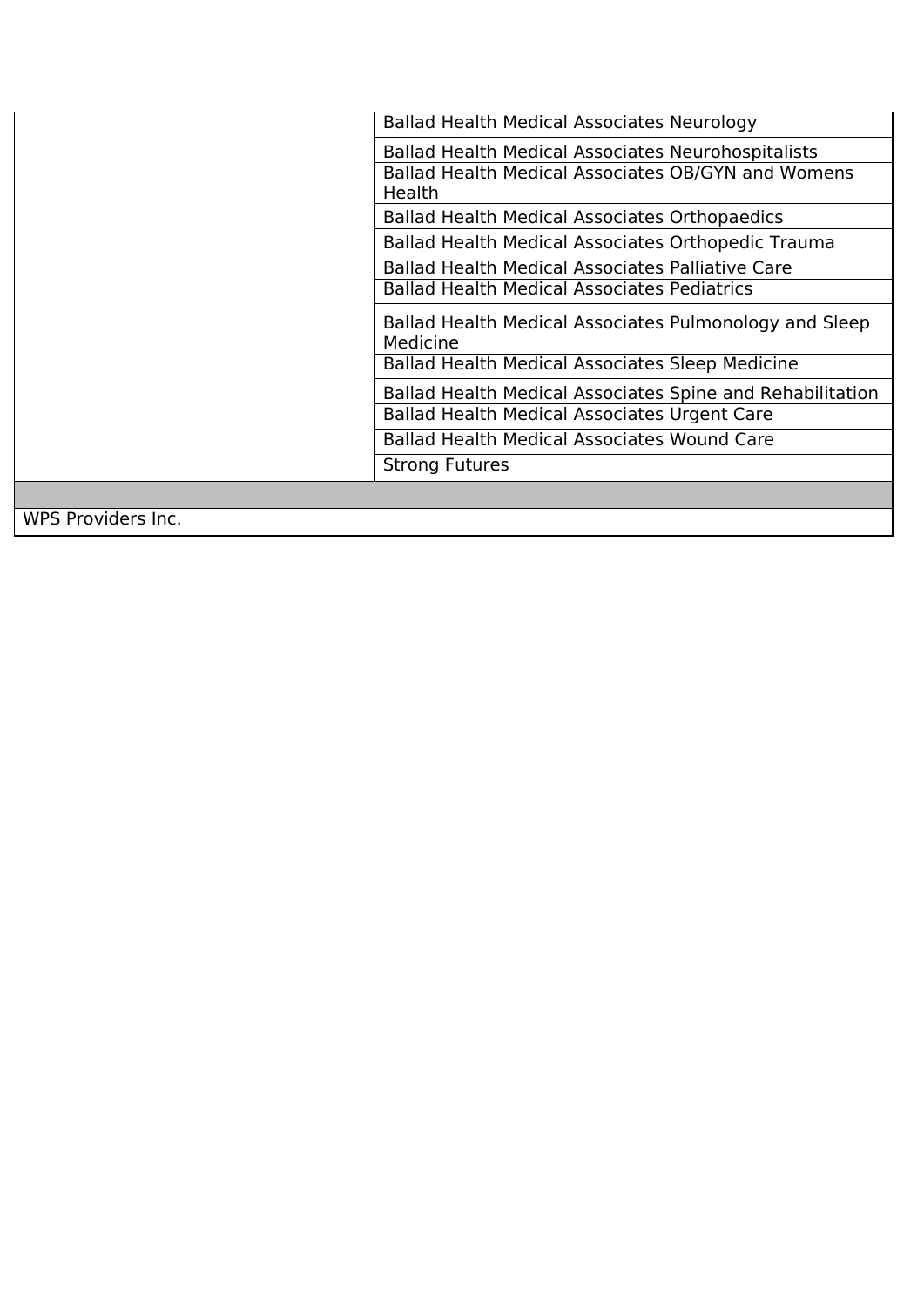| | |
|---|---|
| | Ballad Health Medical Associates Neurology |
| | Ballad Health Medical Associates Neurohospitalists |
| | Ballad Health Medical Associates OB/GYN and Womens Health |
| | Ballad Health Medical Associates Orthopaedics |
| | Ballad Health Medical Associates Orthopedic Trauma |
| | Ballad Health Medical Associates Palliative Care |
| | Ballad Health Medical Associates Pediatrics |
| | Ballad Health Medical Associates Pulmonology and Sleep Medicine |
| | Ballad Health Medical Associates Sleep Medicine |
| | Ballad Health Medical Associates Spine and Rehabilitation |
| | Ballad Health Medical Associates Urgent Care |
| | Ballad Health Medical Associates Wound Care |
| | Strong Futures |
| | |
| WPS Providers Inc. | |